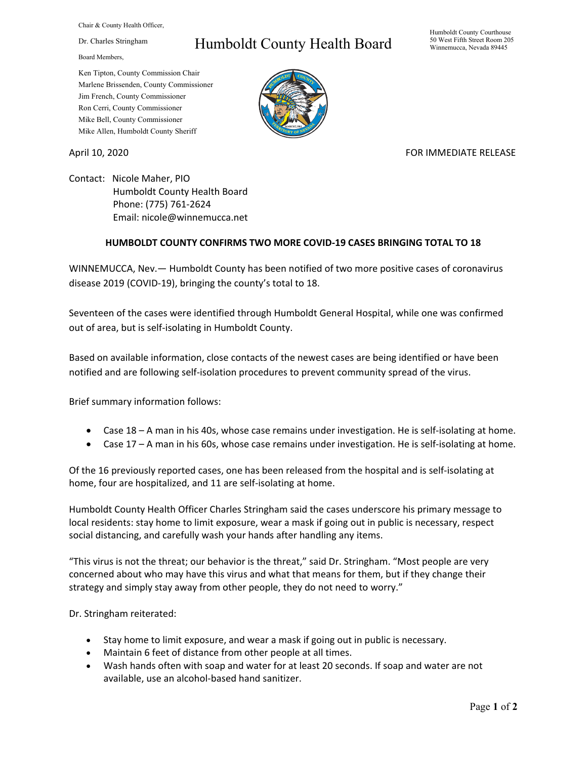Chair & County Health Officer,

Dr. Charles Stringham

Board Members,

Ken Tipton, County Commission Chair
Marlene Brissenden, County Commissioner
Jim French, County Commissioner
Ron Cerri, County Commissioner
Mike Bell, County Commissioner
Mike Allen, Humboldt County Sheriff

# Humboldt County Health Board

Humboldt County Courthouse
50 West Fifth Street Room 205
Winnemucca, Nevada 89445

April 10, 2020

FOR IMMEDIATE RELEASE

Contact: Nicole Maher, PIO
Humboldt County Health Board
Phone: (775) 761-2624
Email: nicole@winnemucca.net

**HUMBOLDT COUNTY CONFIRMS TWO MORE COVID-19 CASES BRINGING TOTAL TO 18**

WINNEMUCCA, Nev.— Humboldt County has been notified of two more positive cases of coronavirus disease 2019 (COVID-19), bringing the county's total to 18.

Seventeen of the cases were identified through Humboldt General Hospital, while one was confirmed out of area, but is self-isolating in Humboldt County.

Based on available information, close contacts of the newest cases are being identified or have been notified and are following self-isolation procedures to prevent community spread of the virus.

Brief summary information follows:

- Case 18 – A man in his 40s, whose case remains under investigation. He is self-isolating at home.
- Case 17 – A man in his 60s, whose case remains under investigation. He is self-isolating at home.

Of the 16 previously reported cases, one has been released from the hospital and is self-isolating at home, four are hospitalized, and 11 are self-isolating at home.

Humboldt County Health Officer Charles Stringham said the cases underscore his primary message to local residents: stay home to limit exposure, wear a mask if going out in public is necessary, respect social distancing, and carefully wash your hands after handling any items.

"This virus is not the threat; our behavior is the threat," said Dr. Stringham. "Most people are very concerned about who may have this virus and what that means for them, but if they change their strategy and simply stay away from other people, they do not need to worry."

Dr. Stringham reiterated:

- Stay home to limit exposure, and wear a mask if going out in public is necessary.
- Maintain 6 feet of distance from other people at all times.
- Wash hands often with soap and water for at least 20 seconds. If soap and water are not available, use an alcohol-based hand sanitizer.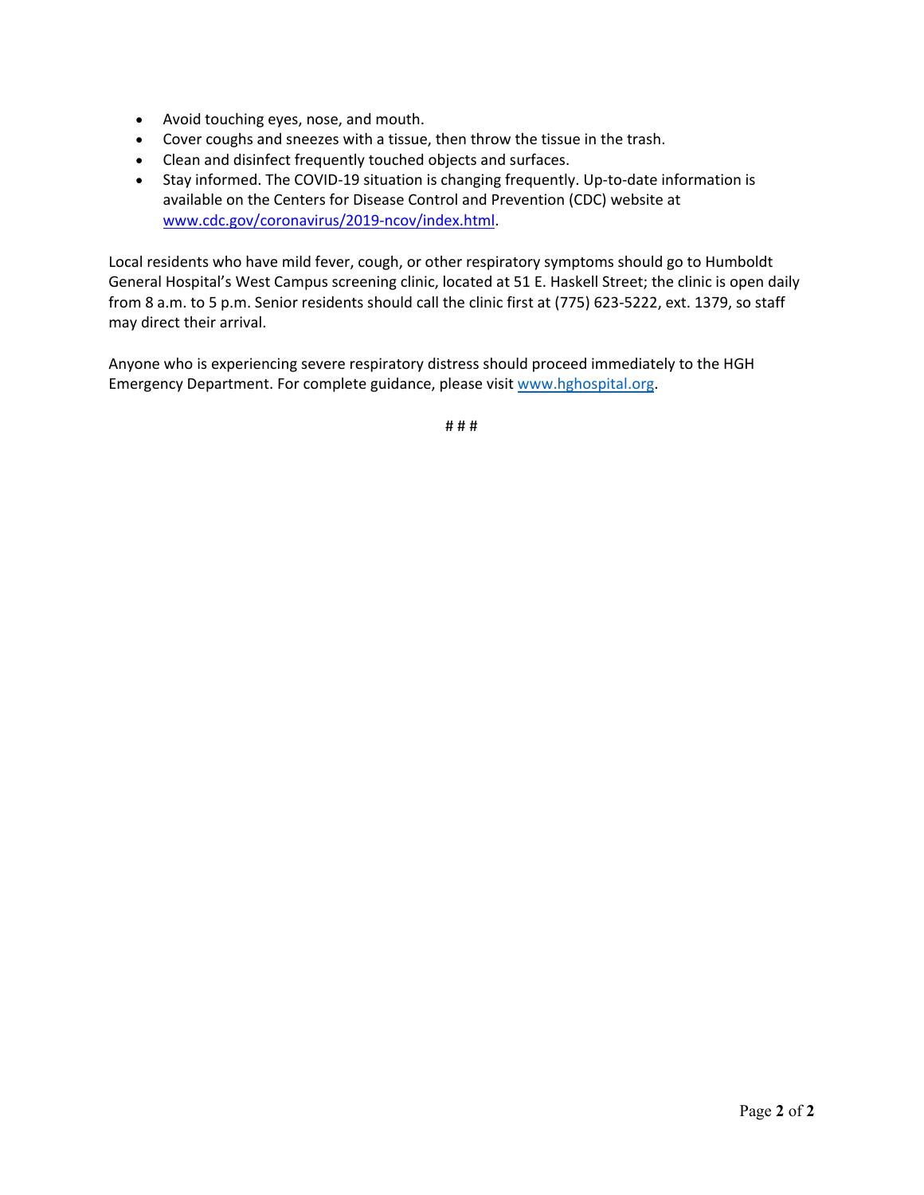- Avoid touching eyes, nose, and mouth.
- Cover coughs and sneezes with a tissue, then throw the tissue in the trash.
- Clean and disinfect frequently touched objects and surfaces.
- Stay informed. The COVID-19 situation is changing frequently. Up-to-date information is available on the Centers for Disease Control and Prevention (CDC) website at [www.cdc.gov/coronavirus/2019-ncov/index.html](www.cdc.gov/coronavirus/2019-ncov/index.html).

Local residents who have mild fever, cough, or other respiratory symptoms should go to Humboldt General Hospital's West Campus screening clinic, located at 51 E. Haskell Street; the clinic is open daily from 8 a.m. to 5 p.m. Senior residents should call the clinic first at (775) 623-5222, ext. 1379, so staff may direct their arrival.

Anyone who is experiencing severe respiratory distress should proceed immediately to the HGH Emergency Department. For complete guidance, please visit [www.hghospital.org](www.hghospital.org).

# # #